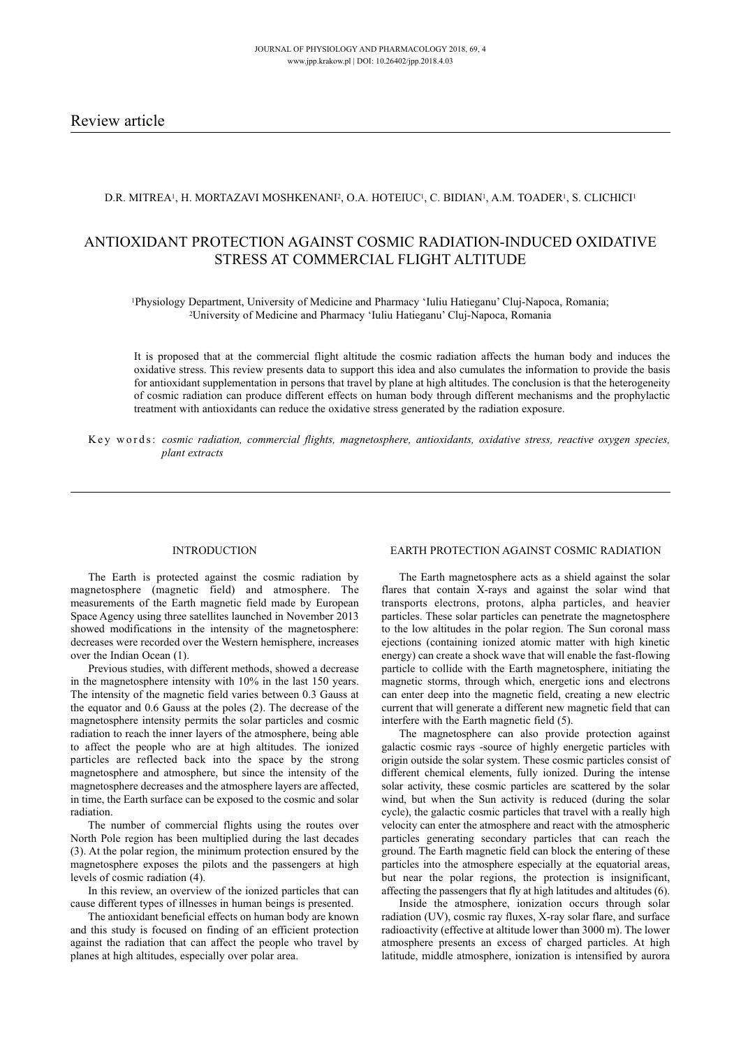Review article

D.R. MITREA[1], H. MORTAZAVI MOSHKENANI[2], O.A. HOTEIUC[1], C. BIDIAN[1], A.M. TOADER[1], S. CLICHICI[1]

# ANTIOXIDANT PROTECTION AGAINST COSMIC RADIATION-INDUCED OXIDATIVE STRESS AT COMMERCIAL FLIGHT ALTITUDE

[1]Physiology Department, University of Medicine and Pharmacy 'Iuliu Hatieganu' Cluj-Napoca, Romania;
[2]University of Medicine and Pharmacy 'Iuliu Hatieganu' Cluj-Napoca, Romania

It is proposed that at the commercial flight altitude the cosmic radiation affects the human body and induces the oxidative stress. This review presents data to support this idea and also cumulates the information to provide the basis for antioxidant supplementation in persons that travel by plane at high altitudes. The conclusion is that the heterogeneity of cosmic radiation can produce different effects on human body through different mechanisms and the prophylactic treatment with antioxidants can reduce the oxidative stress generated by the radiation exposure.

Key words: *cosmic radiation, commercial flights, magnetosphere, antioxidants, oxidative stress, reactive oxygen species, plant extracts*

## INTRODUCTION

The Earth is protected against the cosmic radiation by magnetosphere (magnetic field) and atmosphere. The measurements of the Earth magnetic field made by European Space Agency using three satellites launched in November 2013 showed modifications in the intensity of the magnetosphere: decreases were recorded over the Western hemisphere, increases over the Indian Ocean (1).

Previous studies, with different methods, showed a decrease in the magnetosphere intensity with 10% in the last 150 years. The intensity of the magnetic field varies between 0.3 Gauss at the equator and 0.6 Gauss at the poles (2). The decrease of the magnetosphere intensity permits the solar particles and cosmic radiation to reach the inner layers of the atmosphere, being able to affect the people who are at high altitudes. The ionized particles are reflected back into the space by the strong magnetosphere and atmosphere, but since the intensity of the magnetosphere decreases and the atmosphere layers are affected, in time, the Earth surface can be exposed to the cosmic and solar radiation.

The number of commercial flights using the routes over North Pole region has been multiplied during the last decades (3). At the polar region, the minimum protection ensured by the magnetosphere exposes the pilots and the passengers at high levels of cosmic radiation (4).

In this review, an overview of the ionized particles that can cause different types of illnesses in human beings is presented.

The antioxidant beneficial effects on human body are known and this study is focused on finding of an efficient protection against the radiation that can affect the people who travel by planes at high altitudes, especially over polar area.

## EARTH PROTECTION AGAINST COSMIC RADIATION

The Earth magnetosphere acts as a shield against the solar flares that contain X-rays and against the solar wind that transports electrons, protons, alpha particles, and heavier particles. These solar particles can penetrate the magnetosphere to the low altitudes in the polar region. The Sun coronal mass ejections (containing ionized atomic matter with high kinetic energy) can create a shock wave that will enable the fast-flowing particle to collide with the Earth magnetosphere, initiating the magnetic storms, through which, energetic ions and electrons can enter deep into the magnetic field, creating a new electric current that will generate a different new magnetic field that can interfere with the Earth magnetic field (5).

The magnetosphere can also provide protection against galactic cosmic rays -source of highly energetic particles with origin outside the solar system. These cosmic particles consist of different chemical elements, fully ionized. During the intense solar activity, these cosmic particles are scattered by the solar wind, but when the Sun activity is reduced (during the solar cycle), the galactic cosmic particles that travel with a really high velocity can enter the atmosphere and react with the atmospheric particles generating secondary particles that can reach the ground. The Earth magnetic field can block the entering of these particles into the atmosphere especially at the equatorial areas, but near the polar regions, the protection is insignificant, affecting the passengers that fly at high latitudes and altitudes (6).

Inside the atmosphere, ionization occurs through solar radiation (UV), cosmic ray fluxes, X-ray solar flare, and surface radioactivity (effective at altitude lower than 3000 m). The lower atmosphere presents an excess of charged particles. At high latitude, middle atmosphere, ionization is intensified by aurora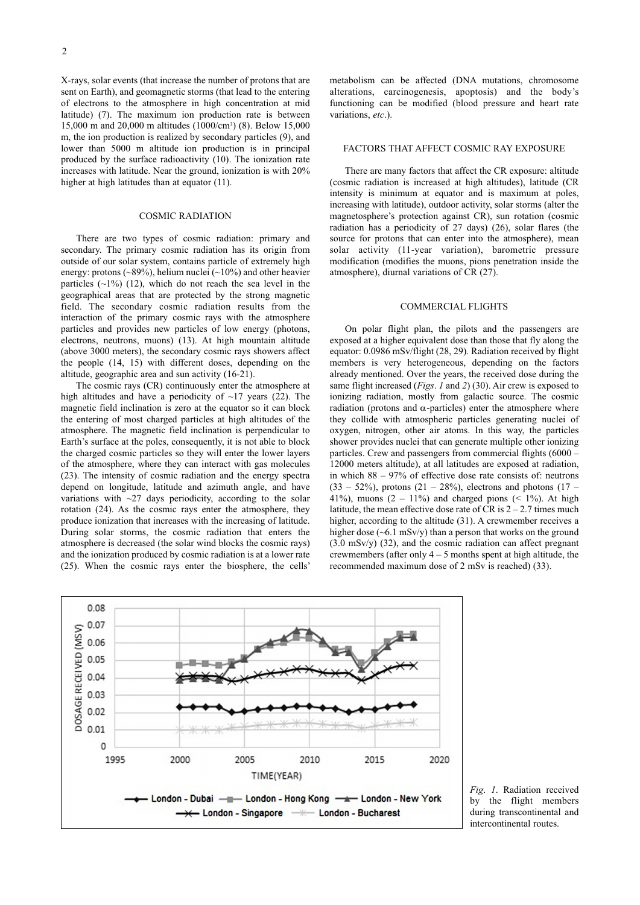X-rays, solar events (that increase the number of protons that are sent on Earth), and geomagnetic storms (that lead to the entering of electrons to the atmosphere in high concentration at mid latitude) (7). The maximum ion production rate is between 15,000 m and 20,000 m altitudes (1000/cm³) (8). Below 15,000 m, the ion production is realized by secondary particles (9), and lower than 5000 m altitude ion production is in principal produced by the surface radioactivity (10). The ionization rate increases with latitude. Near the ground, ionization is with 20% higher at high latitudes than at equator (11).

## COSMIC RADIATION

There are two types of cosmic radiation: primary and secondary. The primary cosmic radiation has its origin from outside of our solar system, contains particle of extremely high energy: protons (~89%), helium nuclei (~10%) and other heavier particles (~1%) (12), which do not reach the sea level in the geographical areas that are protected by the strong magnetic field. The secondary cosmic radiation results from the interaction of the primary cosmic rays with the atmosphere particles and provides new particles of low energy (photons, electrons, neutrons, muons) (13). At high mountain altitude (above 3000 meters), the secondary cosmic rays showers affect the people (14, 15) with different doses, depending on the altitude, geographic area and sun activity (16-21).

The cosmic rays (CR) continuously enter the atmosphere at high altitudes and have a periodicity of ~17 years (22). The magnetic field inclination is zero at the equator so it can block the entering of most charged particles at high altitudes of the atmosphere. The magnetic field inclination is perpendicular to Earth's surface at the poles, consequently, it is not able to block the charged cosmic particles so they will enter the lower layers of the atmosphere, where they can interact with gas molecules (23). The intensity of cosmic radiation and the energy spectra depend on longitude, latitude and azimuth angle, and have variations with ~27 days periodicity, according to the solar rotation (24). As the cosmic rays enter the atmosphere, they produce ionization that increases with the increasing of latitude. During solar storms, the cosmic radiation that enters the atmosphere is decreased (the solar wind blocks the cosmic rays) and the ionization produced by cosmic radiation is at a lower rate (25). When the cosmic rays enter the biosphere, the cells' metabolism can be affected (DNA mutations, chromosome alterations, carcinogenesis, apoptosis) and the body's functioning can be modified (blood pressure and heart rate variations, *etc*.).

## FACTORS THAT AFFECT COSMIC RAY EXPOSURE

There are many factors that affect the CR exposure: altitude (cosmic radiation is increased at high altitudes), latitude (CR intensity is minimum at equator and is maximum at poles, increasing with latitude), outdoor activity, solar storms (alter the magnetosphere's protection against CR), sun rotation (cosmic radiation has a periodicity of 27 days) (26), solar flares (the source for protons that can enter into the atmosphere), mean solar activity (11-year variation), barometric pressure modification (modifies the muons, pions penetration inside the atmosphere), diurnal variations of CR (27).

## COMMERCIAL FLIGHTS

On polar flight plan, the pilots and the passengers are exposed at a higher equivalent dose than those that fly along the equator: 0.0986 mSv/flight (28, 29). Radiation received by flight members is very heterogeneous, depending on the factors already mentioned. Over the years, the received dose during the same flight increased (*Figs*. *1* and *2*) (30). Air crew is exposed to ionizing radiation, mostly from galactic source. The cosmic radiation (protons and $\alpha$-particles) enter the atmosphere where they collide with atmospheric particles generating nuclei of oxygen, nitrogen, other air atoms. In this way, the particles shower provides nuclei that can generate multiple other ionizing particles. Crew and passengers from commercial flights (6000 – 12000 meters altitude), at all latitudes are exposed at radiation, in which 88 – 97% of effective dose rate consists of: neutrons (33 – 52%), protons (21 – 28%), electrons and photons (17 – 41%), muons (2 – 11%) and charged pions (< 1%). At high latitude, the mean effective dose rate of CR is 2 – 2.7 times much higher, according to the altitude (31). A crewmember receives a higher dose (~6.1 mSv/y) than a person that works on the ground (3.0 mSv/y) (32), and the cosmic radiation can affect pregnant crewmembers (after only 4 – 5 months spent at high altitude, the recommended maximum dose of 2 mSv is reached) (33).

*Fig*. *1*. Radiation received by the flight members during transcontinental and intercontinental routes.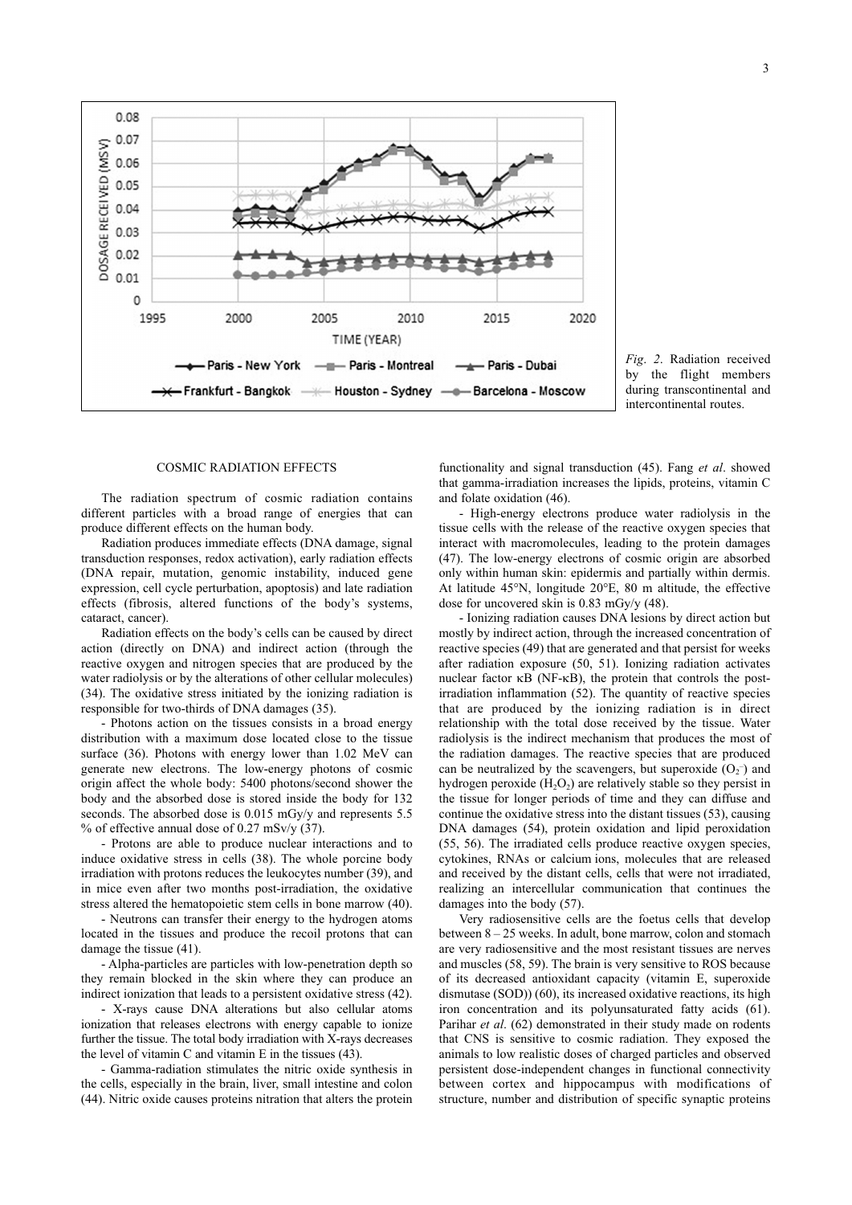*Fig. 2.* Radiation received by the flight members during transcontinental and intercontinental routes.

## COSMIC RADIATION EFFECTS

The radiation spectrum of cosmic radiation contains different particles with a broad range of energies that can produce different effects on the human body.

Radiation produces immediate effects (DNA damage, signal transduction responses, redox activation), early radiation effects (DNA repair, mutation, genomic instability, induced gene expression, cell cycle perturbation, apoptosis) and late radiation effects (fibrosis, altered functions of the body's systems, cataract, cancer).

Radiation effects on the body's cells can be caused by direct action (directly on DNA) and indirect action (through the reactive oxygen and nitrogen species that are produced by the water radiolysis or by the alterations of other cellular molecules) (34). The oxidative stress initiated by the ionizing radiation is responsible for two-thirds of DNA damages (35).

- Photons action on the tissues consists in a broad energy distribution with a maximum dose located close to the tissue surface (36). Photons with energy lower than 1.02 MeV can generate new electrons. The low-energy photons of cosmic origin affect the whole body: 5400 photons/second shower the body and the absorbed dose is stored inside the body for 132 seconds. The absorbed dose is 0.015 mGy/y and represents 5.5 % of effective annual dose of 0.27 mSv/y (37).

- Protons are able to produce nuclear interactions and to induce oxidative stress in cells (38). The whole porcine body irradiation with protons reduces the leukocytes number (39), and in mice even after two months post-irradiation, the oxidative stress altered the hematopoietic stem cells in bone marrow (40).

- Neutrons can transfer their energy to the hydrogen atoms located in the tissues and produce the recoil protons that can damage the tissue (41).

- Alpha-particles are particles with low-penetration depth so they remain blocked in the skin where they can produce an indirect ionization that leads to a persistent oxidative stress (42).

- X-rays cause DNA alterations but also cellular atoms ionization that releases electrons with energy capable to ionize further the tissue. The total body irradiation with X-rays decreases the level of vitamin C and vitamin E in the tissues (43).

- Gamma-radiation stimulates the nitric oxide synthesis in the cells, especially in the brain, liver, small intestine and colon (44). Nitric oxide causes proteins nitration that alters the protein functionality and signal transduction (45). Fang *et al*. showed that gamma-irradiation increases the lipids, proteins, vitamin C and folate oxidation (46).

- High-energy electrons produce water radiolysis in the tissue cells with the release of the reactive oxygen species that interact with macromolecules, leading to the protein damages (47). The low-energy electrons of cosmic origin are absorbed only within human skin: epidermis and partially within dermis. At latitude 45°N, longitude 20°E, 80 m altitude, the effective dose for uncovered skin is 0.83 mGy/y (48).

- Ionizing radiation causes DNA lesions by direct action but mostly by indirect action, through the increased concentration of reactive species (49) that are generated and that persist for weeks after radiation exposure (50, 51). Ionizing radiation activates nuclear factor κB (NF-κB), the protein that controls the post-irradiation inflammation (52). The quantity of reactive species that are produced by the ionizing radiation is in direct relationship with the total dose received by the tissue. Water radiolysis is the indirect mechanism that produces the most of the radiation damages. The reactive species that are produced can be neutralized by the scavengers, but superoxide ($O_2^-$) and hydrogen peroxide ($H_2O_2$) are relatively stable so they persist in the tissue for longer periods of time and they can diffuse and continue the oxidative stress into the distant tissues (53), causing DNA damages (54), protein oxidation and lipid peroxidation (55, 56). The irradiated cells produce reactive oxygen species, cytokines, RNAs or calcium ions, molecules that are released and received by the distant cells, cells that were not irradiated, realizing an intercellular communication that continues the damages into the body (57).

Very radiosensitive cells are the foetus cells that develop between 8 – 25 weeks. In adult, bone marrow, colon and stomach are very radiosensitive and the most resistant tissues are nerves and muscles (58, 59). The brain is very sensitive to ROS because of its decreased antioxidant capacity (vitamin E, superoxide dismutase (SOD)) (60), its increased oxidative reactions, its high iron concentration and its polyunsaturated fatty acids (61). Parihar *et al*. (62) demonstrated in their study made on rodents that CNS is sensitive to cosmic radiation. They exposed the animals to low realistic doses of charged particles and observed persistent dose-independent changes in functional connectivity between cortex and hippocampus with modifications of structure, number and distribution of specific synaptic proteins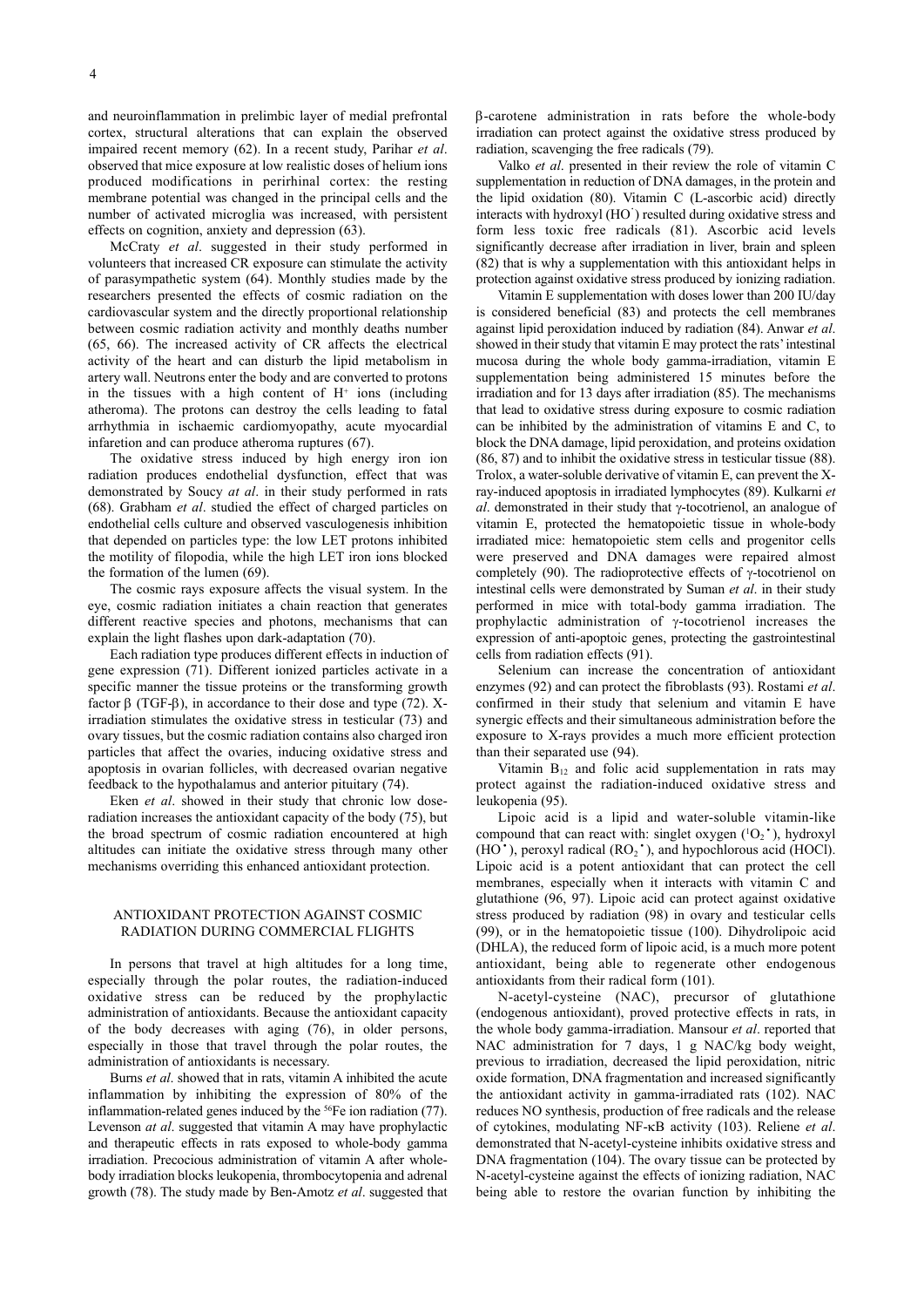and neuroinflammation in prelimbic layer of medial prefrontal cortex, structural alterations that can explain the observed impaired recent memory (62). In a recent study, Parihar *et al*. observed that mice exposure at low realistic doses of helium ions produced modifications in perirhinal cortex: the resting membrane potential was changed in the principal cells and the number of activated microglia was increased, with persistent effects on cognition, anxiety and depression (63).

McCraty *et al*. suggested in their study performed in volunteers that increased CR exposure can stimulate the activity of parasympathetic system (64). Monthly studies made by the researchers presented the effects of cosmic radiation on the cardiovascular system and the directly proportional relationship between cosmic radiation activity and monthly deaths number (65, 66). The increased activity of CR affects the electrical activity of the heart and can disturb the lipid metabolism in artery wall. Neutrons enter the body and are converted to protons in the tissues with a high content of $H^+$ ions (including atheroma). The protons can destroy the cells leading to fatal arrhythmia in ischaemic cardiomyopathy, acute myocardial infaretion and can produce atheroma ruptures (67).

The oxidative stress induced by high energy iron ion radiation produces endothelial dysfunction, effect that was demonstrated by Soucy *at al*. in their study performed in rats (68). Grabham *et al*. studied the effect of charged particles on endothelial cells culture and observed vasculogenesis inhibition that depended on particles type: the low LET protons inhibited the motility of filopodia, while the high LET iron ions blocked the formation of the lumen (69).

The cosmic rays exposure affects the visual system. In the eye, cosmic radiation initiates a chain reaction that generates different reactive species and photons, mechanisms that can explain the light flashes upon dark-adaptation (70).

Each radiation type produces different effects in induction of gene expression (71). Different ionized particles activate in a specific manner the tissue proteins or the transforming growth factor β (TGF-β), in accordance to their dose and type (72). X-irradiation stimulates the oxidative stress in testicular (73) and ovary tissues, but the cosmic radiation contains also charged iron particles that affect the ovaries, inducing oxidative stress and apoptosis in ovarian follicles, with decreased ovarian negative feedback to the hypothalamus and anterior pituitary (74).

Eken *et al*. showed in their study that chronic low dose-radiation increases the antioxidant capacity of the body (75), but the broad spectrum of cosmic radiation encountered at high altitudes can initiate the oxidative stress through many other mechanisms overriding this enhanced antioxidant protection.

## ANTIOXIDANT PROTECTION AGAINST COSMIC RADIATION DURING COMMERCIAL FLIGHTS

In persons that travel at high altitudes for a long time, especially through the polar routes, the radiation-induced oxidative stress can be reduced by the prophylactic administration of antioxidants. Because the antioxidant capacity of the body decreases with aging (76), in older persons, especially in those that travel through the polar routes, the administration of antioxidants is necessary.

Burns *et al*. showed that in rats, vitamin A inhibited the acute inflammation by inhibiting the expression of 80% of the inflammation-related genes induced by the $^{56}$Fe ion radiation (77). Levenson *at al*. suggested that vitamin A may have prophylactic and therapeutic effects in rats exposed to whole-body gamma irradiation. Precocious administration of vitamin A after whole-body irradiation blocks leukopenia, thrombocytopenia and adrenal growth (78). The study made by Ben-Amotz *et al*. suggested that β-carotene administration in rats before the whole-body irradiation can protect against the oxidative stress produced by radiation, scavenging the free radicals (79).

Valko *et al*. presented in their review the role of vitamin C supplementation in reduction of DNA damages, in the protein and the lipid oxidation (80). Vitamin C (L-ascorbic acid) directly interacts with hydroxyl ($HO^•$) resulted during oxidative stress and form less toxic free radicals (81). Ascorbic acid levels significantly decrease after irradiation in liver, brain and spleen (82) that is why a supplementation with this antioxidant helps in protection against oxidative stress produced by ionizing radiation.

Vitamin E supplementation with doses lower than 200 IU/day is considered beneficial (83) and protects the cell membranes against lipid peroxidation induced by radiation (84). Anwar *et al*. showed in their study that vitamin E may protect the rats' intestinal mucosa during the whole body gamma-irradiation, vitamin E supplementation being administered 15 minutes before the irradiation and for 13 days after irradiation (85). The mechanisms that lead to oxidative stress during exposure to cosmic radiation can be inhibited by the administration of vitamins E and C, to block the DNA damage, lipid peroxidation, and proteins oxidation (86, 87) and to inhibit the oxidative stress in testicular tissue (88). Trolox, a water-soluble derivative of vitamin E, can prevent the X-ray-induced apoptosis in irradiated lymphocytes (89). Kulkarni *et al*. demonstrated in their study that γ-tocotrienol, an analogue of vitamin E, protected the hematopoietic tissue in whole-body irradiated mice: hematopoietic stem cells and progenitor cells were preserved and DNA damages were repaired almost completely (90). The radioprotective effects of γ-tocotrienol on intestinal cells were demonstrated by Suman *et al*. in their study performed in mice with total-body gamma irradiation. The prophylactic administration of γ-tocotrienol increases the expression of anti-apoptoic genes, protecting the gastrointestinal cells from radiation effects (91).

Selenium can increase the concentration of antioxidant enzymes (92) and can protect the fibroblasts (93). Rostami *et al*. confirmed in their study that selenium and vitamin E have synergic effects and their simultaneous administration before the exposure to X-rays provides a much more efficient protection than their separated use (94).

Vitamin $B_{12}$ and folic acid supplementation in rats may protect against the radiation-induced oxidative stress and leukopenia (95).

Lipoic acid is a lipid and water-soluble vitamin-like compound that can react with: singlet oxygen ($^1O_2^•$), hydroxyl ($HO^•$), peroxyl radical ($RO_2^•$), and hypochlorous acid (HOCl). Lipoic acid is a potent antioxidant that can protect the cell membranes, especially when it interacts with vitamin C and glutathione (96, 97). Lipoic acid can protect against oxidative stress produced by radiation (98) in ovary and testicular cells (99), or in the hematopoietic tissue (100). Dihydrolipoic acid (DHLA), the reduced form of lipoic acid, is a much more potent antioxidant, being able to regenerate other endogenous antioxidants from their radical form (101).

N-acetyl-cysteine (NAC), precursor of glutathione (endogenous antioxidant), proved protective effects in rats, in the whole body gamma-irradiation. Mansour *et al*. reported that NAC administration for 7 days, 1 g NAC/kg body weight, previous to irradiation, decreased the lipid peroxidation, nitric oxide formation, DNA fragmentation and increased significantly the antioxidant activity in gamma-irradiated rats (102). NAC reduces NO synthesis, production of free radicals and the release of cytokines, modulating NF-κB activity (103). Reliene *et al*. demonstrated that N-acetyl-cysteine inhibits oxidative stress and DNA fragmentation (104). The ovary tissue can be protected by N-acetyl-cysteine against the effects of ionizing radiation, NAC being able to restore the ovarian function by inhibiting the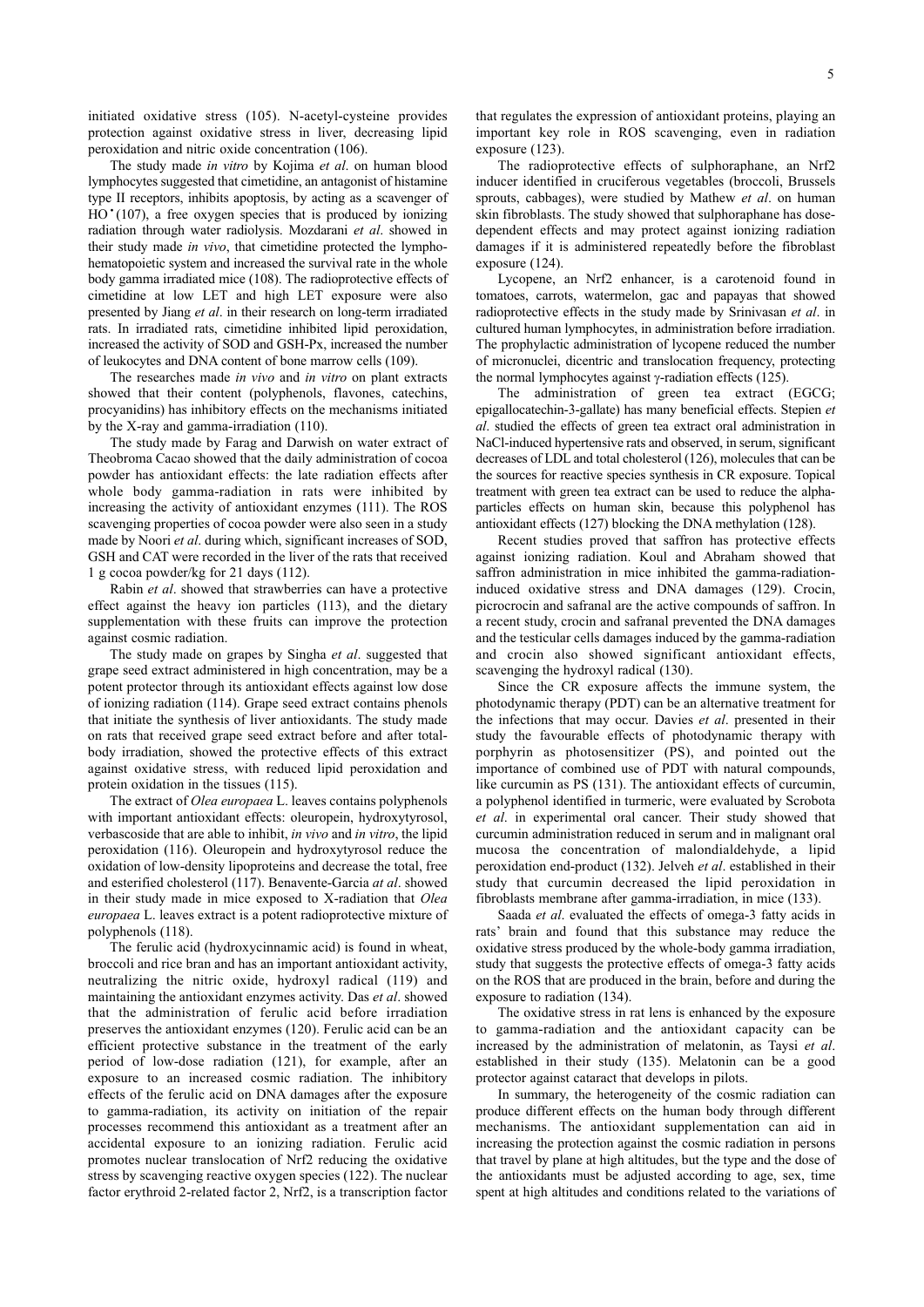initiated oxidative stress (105). N-acetyl-cysteine provides protection against oxidative stress in liver, decreasing lipid peroxidation and nitric oxide concentration (106).

The study made *in vitro* by Kojima *et al*. on human blood lymphocytes suggested that cimetidine, an antagonist of histamine type II receptors, inhibits apoptosis, by acting as a scavenger of HO• (107), a free oxygen species that is produced by ionizing radiation through water radiolysis. Mozdarani *et al*. showed in their study made *in vivo*, that cimetidine protected the lympho-hematopoietic system and increased the survival rate in the whole body gamma irradiated mice (108). The radioprotective effects of cimetidine at low LET and high LET exposure were also presented by Jiang *et al*. in their research on long-term irradiated rats. In irradiated rats, cimetidine inhibited lipid peroxidation, increased the activity of SOD and GSH-Px, increased the number of leukocytes and DNA content of bone marrow cells (109).

The researches made *in vivo* and *in vitro* on plant extracts showed that their content (polyphenols, flavones, catechins, procyanidins) has inhibitory effects on the mechanisms initiated by the X-ray and gamma-irradiation (110).

The study made by Farag and Darwish on water extract of Theobroma Cacao showed that the daily administration of cocoa powder has antioxidant effects: the late radiation effects after whole body gamma-radiation in rats were inhibited by increasing the activity of antioxidant enzymes (111). The ROS scavenging properties of cocoa powder were also seen in a study made by Noori *et al*. during which, significant increases of SOD, GSH and CAT were recorded in the liver of the rats that received 1 g cocoa powder/kg for 21 days (112).

Rabin *et al*. showed that strawberries can have a protective effect against the heavy ion particles (113), and the dietary supplementation with these fruits can improve the protection against cosmic radiation.

The study made on grapes by Singha *et al*. suggested that grape seed extract administered in high concentration, may be a potent protector through its antioxidant effects against low dose of ionizing radiation (114). Grape seed extract contains phenols that initiate the synthesis of liver antioxidants. The study made on rats that received grape seed extract before and after total-body irradiation, showed the protective effects of this extract against oxidative stress, with reduced lipid peroxidation and protein oxidation in the tissues (115).

The extract of *Olea europaea* L. leaves contains polyphenols with important antioxidant effects: oleuropein, hydroxytyrosol, verbascoside that are able to inhibit, *in vivo* and *in vitro*, the lipid peroxidation (116). Oleuropein and hydroxytyrosol reduce the oxidation of low-density lipoproteins and decrease the total, free and esterified cholesterol (117). Benavente-Garcia *at al*. showed in their study made in mice exposed to X-radiation that *Olea europaea* L. leaves extract is a potent radioprotective mixture of polyphenols (118).

The ferulic acid (hydroxycinnamic acid) is found in wheat, broccoli and rice bran and has an important antioxidant activity, neutralizing the nitric oxide, hydroxyl radical (119) and maintaining the antioxidant enzymes activity. Das *et al*. showed that the administration of ferulic acid before irradiation preserves the antioxidant enzymes (120). Ferulic acid can be an efficient protective substance in the treatment of the early period of low-dose radiation (121), for example, after an exposure to an increased cosmic radiation. The inhibitory effects of the ferulic acid on DNA damages after the exposure to gamma-radiation, its activity on initiation of the repair processes recommend this antioxidant as a treatment after an accidental exposure to an ionizing radiation. Ferulic acid promotes nuclear translocation of Nrf2 reducing the oxidative stress by scavenging reactive oxygen species (122). The nuclear factor erythroid 2-related factor 2, Nrf2, is a transcription factor that regulates the expression of antioxidant proteins, playing an important key role in ROS scavenging, even in radiation exposure (123).

The radioprotective effects of sulphoraphane, an Nrf2 inducer identified in cruciferous vegetables (broccoli, Brussels sprouts, cabbages), were studied by Mathew *et al*. on human skin fibroblasts. The study showed that sulphoraphane has dose-dependent effects and may protect against ionizing radiation damages if it is administered repeatedly before the fibroblast exposure (124).

Lycopene, an Nrf2 enhancer, is a carotenoid found in tomatoes, carrots, watermelon, gac and papayas that showed radioprotective effects in the study made by Srinivasan *et al*. in cultured human lymphocytes, in administration before irradiation. The prophylactic administration of lycopene reduced the number of micronuclei, dicentric and translocation frequency, protecting the normal lymphocytes against γ-radiation effects (125).

The administration of green tea extract (EGCG; epigallocatechin-3-gallate) has many beneficial effects. Stepien *et al*. studied the effects of green tea extract oral administration in NaCl-induced hypertensive rats and observed, in serum, significant decreases of LDL and total cholesterol (126), molecules that can be the sources for reactive species synthesis in CR exposure. Topical treatment with green tea extract can be used to reduce the alpha-particles effects on human skin, because this polyphenol has antioxidant effects (127) blocking the DNA methylation (128).

Recent studies proved that saffron has protective effects against ionizing radiation. Koul and Abraham showed that saffron administration in mice inhibited the gamma-radiation-induced oxidative stress and DNA damages (129). Crocin, picrocrocin and safranal are the active compounds of saffron. In a recent study, crocin and safranal prevented the DNA damages and the testicular cells damages induced by the gamma-radiation and crocin also showed significant antioxidant effects, scavenging the hydroxyl radical (130).

Since the CR exposure affects the immune system, the photodynamic therapy (PDT) can be an alternative treatment for the infections that may occur. Davies *et al*. presented in their study the favourable effects of photodynamic therapy with porphyrin as photosensitizer (PS), and pointed out the importance of combined use of PDT with natural compounds, like curcumin as PS (131). The antioxidant effects of curcumin, a polyphenol identified in turmeric, were evaluated by Scrobota *et al*. in experimental oral cancer. Their study showed that curcumin administration reduced in serum and in malignant oral mucosa the concentration of malondialdehyde, a lipid peroxidation end-product (132). Jelveh *et al*. established in their study that curcumin decreased the lipid peroxidation in fibroblasts membrane after gamma-irradiation, in mice (133).

Saada *et al*. evaluated the effects of omega-3 fatty acids in rats' brain and found that this substance may reduce the oxidative stress produced by the whole-body gamma irradiation, study that suggests the protective effects of omega-3 fatty acids on the ROS that are produced in the brain, before and during the exposure to radiation (134).

The oxidative stress in rat lens is enhanced by the exposure to gamma-radiation and the antioxidant capacity can be increased by the administration of melatonin, as Taysi *et al*. established in their study (135). Melatonin can be a good protector against cataract that develops in pilots.

In summary, the heterogeneity of the cosmic radiation can produce different effects on the human body through different mechanisms. The antioxidant supplementation can aid in increasing the protection against the cosmic radiation in persons that travel by plane at high altitudes, but the type and the dose of the antioxidants must be adjusted according to age, sex, time spent at high altitudes and conditions related to the variations of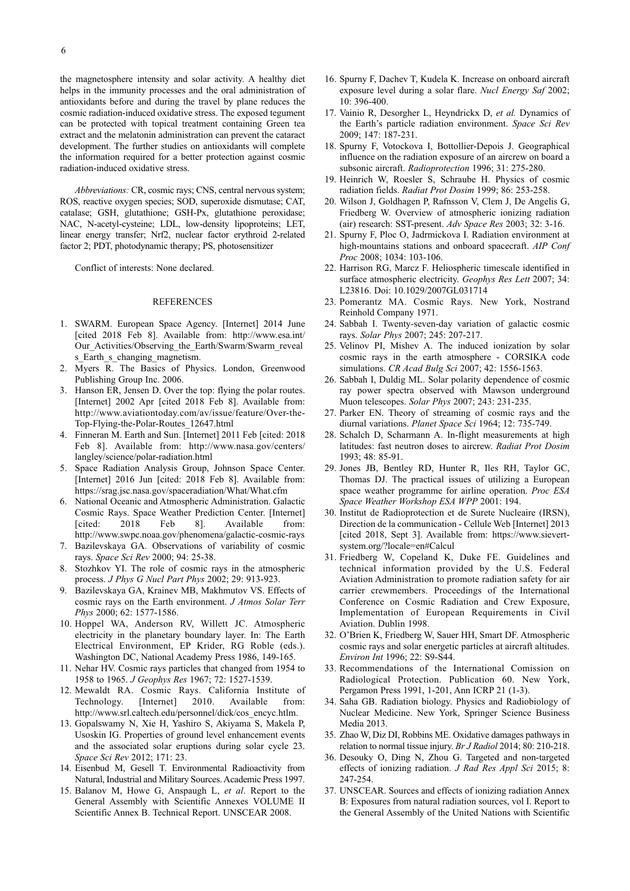the magnetosphere intensity and solar activity. A healthy diet helps in the immunity processes and the oral administration of antioxidants before and during the travel by plane reduces the cosmic radiation-induced oxidative stress. The exposed tegument can be protected with topical treatment containing Green tea extract and the melatonin administration can prevent the cataract development. The further studies on antioxidants will complete the information required for a better protection against cosmic radiation-induced oxidative stress.

*Abbreviations:* CR, cosmic rays; CNS, central nervous system; ROS, reactive oxygen species; SOD, superoxide dismutase; CAT, catalase; GSH, glutathione; GSH-Px, glutathione peroxidase; NAC, N-acetyl-cysteine; LDL, low-density lipoproteins; LET, linear energy transfer; Nrf2, nuclear factor erythroid 2-related factor 2; PDT, photodynamic therapy; PS, photosensitizer

Conflict of interests: None declared.

## REFERENCES

1. SWARM. European Space Agency. [Internet] 2014 June [cited 2018 Feb 8]. Available from: http://www.esa.int/Our_Activities/Observing_the_Earth/Swarm/Swarm_reveals_Earth_s_changing_magnetism.
2. Myers R. The Basics of Physics. London, Greenwood Publishing Group Inc. 2006.
3. Hanson ER, Jensen D. Over the top: flying the polar routes. [Internet] 2002 Apr [cited 2018 Feb 8]. Available from: http://www.aviationtoday.com/av/issue/feature/Over-the-Top-Flying-the-Polar-Routes_12647.html
4. Finneran M. Earth and Sun. [Internet] 2011 Feb [cited: 2018 Feb 8]. Available from: http://www.nasa.gov/centers/langley/science/polar-radiation.html
5. Space Radiation Analysis Group, Johnson Space Center. [Internet] 2016 Jun [cited: 2018 Feb 8]. Available from: https://srag.jsc.nasa.gov/spaceradiation/What/What.cfm
6. National Oceanic and Atmospheric Administration. Galactic Cosmic Rays. Space Weather Prediction Center. [Internet] [cited: 2018 Feb 8]. Available from: http://www.swpc.noaa.gov/phenomena/galactic-cosmic-rays
7. Bazilevskaya GA. Observations of variability of cosmic rays. *Space Sci Rev* 2000; 94: 25-38.
8. Stozhkov YI. The role of cosmic rays in the atmospheric process. *J Phys G Nucl Part Phys* 2002; 29: 913-923.
9. Bazilevskaya GA, Krainev MB, Makhmutov VS. Effects of cosmic rays on the Earth environment. *J Atmos Solar Terr Phys* 2000; 62: 1577-1586.
10. Hoppel WA, Anderson RV, Willett JC. Atmospheric electricity in the planetary boundary layer. In: The Earth Electrical Environment, EP Krider, RG Roble (eds.). Washington DC, National Academy Press 1986, 149-165.
11. Nehar HV. Cosmic rays particles that changed from 1954 to 1958 to 1965. *J Geophys Res* 1967; 72: 1527-1539.
12. Mewaldt RA. Cosmic Rays. California Institute of Technology. [Internet] 2010. Available from: http://www.srl.caltech.edu/personnel/dick/cos_encyc.htlm.
13. Gopalswamy N, Xie H, Yashiro S, Akiyama S, Makela P, Usoskin IG. Properties of ground level enhancement events and the associated solar eruptions during solar cycle 23. *Space Sci Rev* 2012; 171: 23.
14. Eisenbud M, Gesell T. Environmental Radioactivity from Natural, Industrial and Military Sources. Academic Press 1997.
15. Balanov M, Howe G, Anspaugh L, *et al*. Report to the General Assembly with Scientific Annexes VOLUME II Scientific Annex B. Technical Report. UNSCEAR 2008.
16. Spurny F, Dachev T, Kudela K. Increase on onboard aircraft exposure level during a solar flare. *Nucl Energy Saf* 2002; 10: 396-400.
17. Vainio R, Desorgher L, Heyndrickx D, *et al.* Dynamics of the Earth's particle radiation environment. *Space Sci Rev* 2009; 147: 187-231.
18. Spurny F, Votockova I, Bottollier-Depois J. Geographical influence on the radiation exposure of an aircrew on board a subsonic aircraft. *Radioprotection* 1996; 31: 275-280.
19. Heinrich W, Roesler S, Schraube H. Physics of cosmic radiation fields. *Radiat Prot Dosim* 1999; 86: 253-258.
20. Wilson J, Goldhagen P, Rafnsson V, Clem J, De Angelis G, Friedberg W. Overview of atmospheric ionizing radiation (air) research: SST-present. *Adv Space Res* 2003; 32: 3-16.
21. Spurny F, Ploc O, Jadrnickova I. Radiation environment at high-mountains stations and onboard spacecraft. *AIP Conf Proc* 2008; 1034: 103-106.
22. Harrison RG, Marcz F. Heliospheric timescale identified in surface atmospheric electricity. *Geophys Res Lett* 2007; 34: L23816. Doi: 10.1029/2007GL031714
23. Pomerantz MA. Cosmic Rays. New York, Nostrand Reinhold Company 1971.
24. Sabbah I. Twenty-seven-day variation of galactic cosmic rays. *Solar Phys* 2007; 245: 207-217.
25. Velinov PI, Mishev A. The induced ionization by solar cosmic rays in the earth atmosphere - CORSIKA code simulations. *CR Acad Bulg Sci* 2007; 42: 1556-1563.
26. Sabbah I, Duldig ML. Solar polarity dependence of cosmic ray power spectra observed with Mawson underground Muon telescopes. *Solar Phys* 2007; 243: 231-235.
27. Parker EN. Theory of streaming of cosmic rays and the diurnal variations. *Planet Space Sci* 1964; 12: 735-749.
28. Schalch D, Scharmann A. In-flight measurements at high latitudes: fast neutron doses to aircrew. *Radiat Prot Dosim* 1993; 48: 85-91.
29. Jones JB, Bentley RD, Hunter R, Iles RH, Taylor GC, Thomas DJ. The practical issues of utilizing a European space weather programme for airline operation. *Proc ESA Space Weather Workshop ESA WPP* 2001: 194.
30. Institut de Radioprotection et de Surete Nucleaire (IRSN), Direction de la communication - Cellule Web [Internet] 2013 [cited 2018, Sept 3]. Available from: https://www.sievert-system.org/?locale=en#Calcul
31. Friedberg W, Copeland K, Duke FE. Guidelines and technical information provided by the U.S. Federal Aviation Administration to promote radiation safety for air carrier crewmembers. Proceedings of the International Conference on Cosmic Radiation and Crew Exposure, Implementation of European Requirements in Civil Aviation. Dublin 1998.
32. O'Brien K, Friedberg W, Sauer HH, Smart DF. Atmospheric cosmic rays and solar energetic particles at aircraft altitudes. *Environ Int* 1996; 22: S9-S44.
33. Recommendations of the International Comission on Radiological Protection. Publication 60. New York, Pergamon Press 1991, 1-201, Ann ICRP 21 (1-3).
34. Saha GB. Radiation biology. Physics and Radiobiology of Nuclear Medicine. New York, Springer Science Business Media 2013.
35. Zhao W, Diz DI, Robbins ME. Oxidative damages pathways in relation to normal tissue injury. *Br J Radiol* 2014; 80: 210-218.
36. Desouky O, Ding N, Zhou G. Targeted and non-targeted effects of ionizing radiation. *J Rad Res Appl Sci* 2015; 8: 247-254.
37. UNSCEAR. Sources and effects of ionizing radiation Annex B: Exposures from natural radiation sources, vol I. Report to the General Assembly of the United Nations with Scientific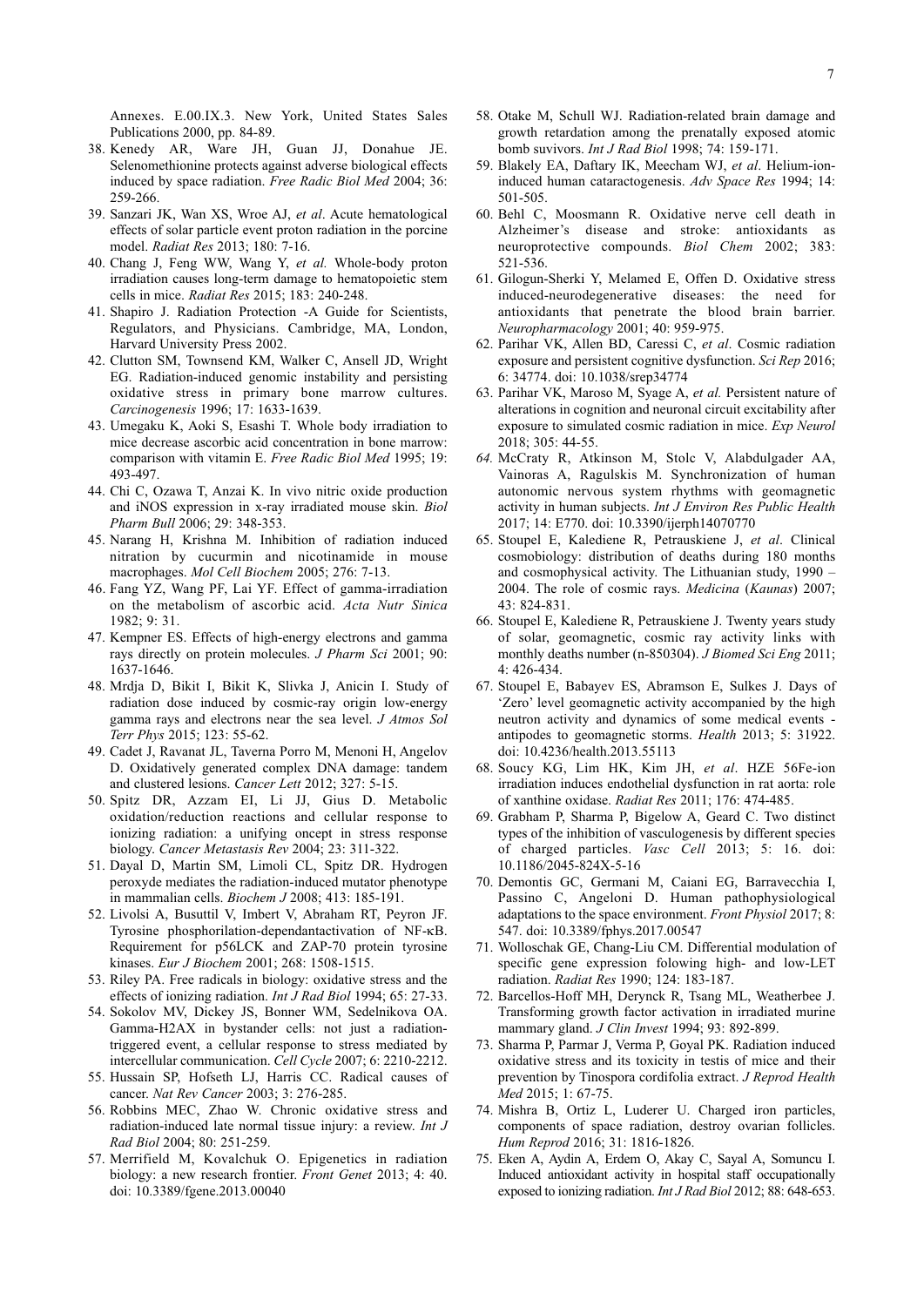Annexes. E.00.IX.3. New York, United States Sales Publications 2000, pp. 84-89.

38. Kenedy AR, Ware JH, Guan JJ, Donahue JE. Selenomethionine protects against adverse biological effects induced by space radiation. *Free Radic Biol Med* 2004; 36: 259-266.
39. Sanzari JK, Wan XS, Wroe AJ, *et al*. Acute hematological effects of solar particle event proton radiation in the porcine model. *Radiat Res* 2013; 180: 7-16.
40. Chang J, Feng WW, Wang Y, *et al.* Whole-body proton irradiation causes long-term damage to hematopoietic stem cells in mice. *Radiat Res* 2015; 183: 240-248.
41. Shapiro J. Radiation Protection -A Guide for Scientists, Regulators, and Physicians. Cambridge, MA, London, Harvard University Press 2002.
42. Clutton SM, Townsend KM, Walker C, Ansell JD, Wright EG. Radiation-induced genomic instability and persisting oxidative stress in primary bone marrow cultures. *Carcinogenesis* 1996; 17: 1633-1639.
43. Umegaku K, Aoki S, Esashi T. Whole body irradiation to mice decrease ascorbic acid concentration in bone marrow: comparison with vitamin E. *Free Radic Biol Med* 1995; 19: 493-497.
44. Chi C, Ozawa T, Anzai K. In vivo nitric oxide production and iNOS expression in x-ray irradiated mouse skin. *Biol Pharm Bull* 2006; 29: 348-353.
45. Narang H, Krishna M. Inhibition of radiation induced nitration by cucurmin and nicotinamide in mouse macrophages. *Mol Cell Biochem* 2005; 276: 7-13.
46. Fang YZ, Wang PF, Lai YF. Effect of gamma-irradiation on the metabolism of ascorbic acid. *Acta Nutr Sinica* 1982; 9: 31.
47. Kempner ES. Effects of high-energy electrons and gamma rays directly on protein molecules. *J Pharm Sci* 2001; 90: 1637-1646.
48. Mrdja D, Bikit I, Bikit K, Slivka J, Anicin I. Study of radiation dose induced by cosmic-ray origin low-energy gamma rays and electrons near the sea level. *J Atmos Sol Terr Phys* 2015; 123: 55-62.
49. Cadet J, Ravanat JL, Taverna Porro M, Menoni H, Angelov D. Oxidatively generated complex DNA damage: tandem and clustered lesions. *Cancer Lett* 2012; 327: 5-15.
50. Spitz DR, Azzam EI, Li JJ, Gius D. Metabolic oxidation/reduction reactions and cellular response to ionizing radiation: a unifying oncept in stress response biology. *Cancer Metastasis Rev* 2004; 23: 311-322.
51. Dayal D, Martin SM, Limoli CL, Spitz DR. Hydrogen peroxyde mediates the radiation-induced mutator phenotype in mammalian cells. *Biochem J* 2008; 413: 185-191.
52. Livolsi A, Busuttil V, Imbert V, Abraham RT, Peyron JF. Tyrosine phosphorilation-dependantactivation of NF-κB. Requirement for p56LCK and ZAP-70 protein tyrosine kinases. *Eur J Biochem* 2001; 268: 1508-1515.
53. Riley PA. Free radicals in biology: oxidative stress and the effects of ionizing radiation. *Int J Rad Biol* 1994; 65: 27-33.
54. Sokolov MV, Dickey JS, Bonner WM, Sedelnikova OA. Gamma-H2AX in bystander cells: not just a radiation-triggered event, a cellular response to stress mediated by intercellular communication. *Cell Cycle* 2007; 6: 2210-2212.
55. Hussain SP, Hofseth LJ, Harris CC. Radical causes of cancer. *Nat Rev Cancer* 2003; 3: 276-285.
56. Robbins MEC, Zhao W. Chronic oxidative stress and radiation-induced late normal tissue injury: a review. *Int J Rad Biol* 2004; 80: 251-259.
57. Merrifield M, Kovalchuk O. Epigenetics in radiation biology: a new research frontier. *Front Genet* 2013; 4: 40. doi: 10.3389/fgene.2013.00040
58. Otake M, Schull WJ. Radiation-related brain damage and growth retardation among the prenatally exposed atomic bomb suvivors. *Int J Rad Biol* 1998; 74: 159-171.
59. Blakely EA, Daftary IK, Meecham WJ, *et al*. Helium-ion-induced human cataractogenesis. *Adv Space Res* 1994; 14: 501-505.
60. Behl C, Moosmann R. Oxidative nerve cell death in Alzheimer's disease and stroke: antioxidants as neuroprotective compounds. *Biol Chem* 2002; 383: 521-536.
61. Gilogun-Sherki Y, Melamed E, Offen D. Oxidative stress induced-neurodegenerative diseases: the need for antioxidants that penetrate the blood brain barrier. *Neuropharmacology* 2001; 40: 959-975.
62. Parihar VK, Allen BD, Caressi C, *et al*. Cosmic radiation exposure and persistent cognitive dysfunction. *Sci Rep* 2016; 6: 34774. doi: 10.1038/srep34774
63. Parihar VK, Maroso M, Syage A, *et al.* Persistent nature of alterations in cognition and neuronal circuit excitability after exposure to simulated cosmic radiation in mice. *Exp Neurol* 2018; 305: 44-55.
64. McCraty R, Atkinson M, Stolc V, Alabdulgader AA, Vainoras A, Ragulskis M. Synchronization of human autonomic nervous system rhythms with geomagnetic activity in human subjects. *Int J Environ Res Public Health* 2017; 14: E770. doi: 10.3390/ijerph14070770
65. Stoupel E, Kalediene R, Petrauskiene J, *et al*. Clinical cosmobiology: distribution of deaths during 180 months and cosmophysical activity. The Lithuanian study, 1990 – 2004. The role of cosmic rays. *Medicina* (*Kaunas*) 2007; 43: 824-831.
66. Stoupel E, Kalediene R, Petrauskiene J. Twenty years study of solar, geomagnetic, cosmic ray activity links with monthly deaths number (n-850304). *J Biomed Sci Eng* 2011; 4: 426-434.
67. Stoupel E, Babayev ES, Abramson E, Sulkes J. Days of 'Zero' level geomagnetic activity accompanied by the high neutron activity and dynamics of some medical events - antipodes to geomagnetic storms. *Health* 2013; 5: 31922. doi: 10.4236/health.2013.55113
68. Soucy KG, Lim HK, Kim JH, *et al*. HZE 56Fe-ion irradiation induces endothelial dysfunction in rat aorta: role of xanthine oxidase. *Radiat Res* 2011; 176: 474-485.
69. Grabham P, Sharma P, Bigelow A, Geard C. Two distinct types of the inhibition of vasculogenesis by different species of charged particles. *Vasc Cell* 2013; 5: 16. doi: 10.1186/2045-824X-5-16
70. Demontis GC, Germani M, Caiani EG, Barravecchia I, Passino C, Angeloni D. Human pathophysiological adaptations to the space environment. *Front Physiol* 2017; 8: 547. doi: 10.3389/fphys.2017.00547
71. Wolloschak GE, Chang-Liu CM. Differential modulation of specific gene expression folowing high- and low-LET radiation. *Radiat Res* 1990; 124: 183-187.
72. Barcellos-Hoff MH, Derynck R, Tsang ML, Weatherbee J. Transforming growth factor activation in irradiated murine mammary gland. *J Clin Invest* 1994; 93: 892-899.
73. Sharma P, Parmar J, Verma P, Goyal PK. Radiation induced oxidative stress and its toxicity in testis of mice and their prevention by Tinospora cordifolia extract. *J Reprod Health Med* 2015; 1: 67-75.
74. Mishra B, Ortiz L, Luderer U. Charged iron particles, components of space radiation, destroy ovarian follicles. *Hum Reprod* 2016; 31: 1816-1826.
75. Eken A, Aydin A, Erdem O, Akay C, Sayal A, Somuncu I. Induced antioxidant activity in hospital staff occupationally exposed to ionizing radiation. *Int J Rad Biol* 2012; 88: 648-653.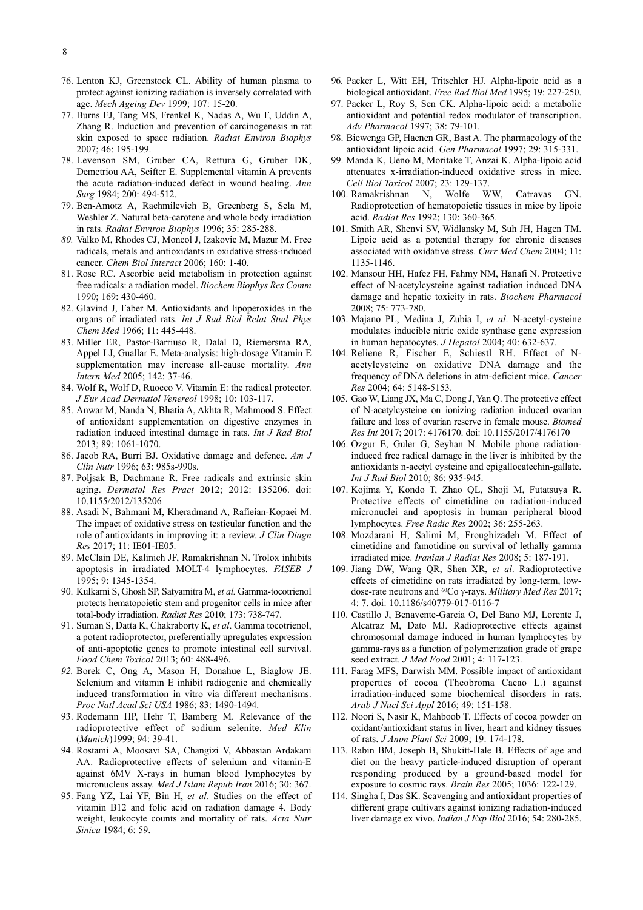76. Lenton KJ, Greenstock CL. Ability of human plasma to protect against ionizing radiation is inversely correlated with age. *Mech Ageing Dev* 1999; 107: 15-20.
77. Burns FJ, Tang MS, Frenkel K, Nadas A, Wu F, Uddin A, Zhang R. Induction and prevention of carcinogenesis in rat skin exposed to space radiation. *Radiat Environ Biophys* 2007; 46: 195-199.
78. Levenson SM, Gruber CA, Rettura G, Gruber DK, Demetriou AA, Seifter E. Supplemental vitamin A prevents the acute radiation-induced defect in wound healing. *Ann Surg* 1984; 200: 494-512.
79. Ben-Amotz A, Rachmilevich B, Greenberg S, Sela M, Weshler Z. Natural beta-carotene and whole body irradiation in rats. *Radiat Environ Biophys* 1996; 35: 285-288.
80. Valko M, Rhodes CJ, Moncol J, Izakovic M, Mazur M. Free radicals, metals and antioxidants in oxidative stress-induced cancer. *Chem Biol Interact* 2006; 160: 1-40.
81. Rose RC. Ascorbic acid metabolism in protection against free radicals: a radiation model. *Biochem Biophys Res Comm* 1990; 169: 430-460.
82. Glavind J, Faber M. Antioxidants and lipoperoxides in the organs of irradiated rats. *Int J Rad Biol Relat Stud Phys Chem Med* 1966; 11: 445-448.
83. Miller ER, Pastor-Barriuso R, Dalal D, Riemersma RA, Appel LJ, Guallar E. Meta-analysis: high-dosage Vitamin E supplementation may increase all-cause mortality. *Ann Intern Med* 2005; 142: 37-46.
84. Wolf R, Wolf D, Ruocco V. Vitamin E: the radical protector. *J Eur Acad Dermatol Venereol* 1998; 10: 103-117.
85. Anwar M, Nanda N, Bhatia A, Akhta R, Mahmood S. Effect of antioxidant supplementation on digestive enzymes in radiation induced intestinal damage in rats. *Int J Rad Biol* 2013; 89: 1061-1070.
86. Jacob RA, Burri BJ. Oxidative damage and defence. *Am J Clin Nutr* 1996; 63: 985s-990s.
87. Poljsak B, Dachmane R. Free radicals and extrinsic skin aging. *Dermatol Res Pract* 2012; 2012: 135206. doi: 10.1155/2012/135206
88. Asadi N, Bahmani M, Kheradmand A, Rafieian-Kopaei M. The impact of oxidative stress on testicular function and the role of antioxidants in improving it: a review. *J Clin Diagn Res* 2017; 11: IE01-IE05.
89. McClain DE, Kalinich JF, Ramakrishnan N. Trolox inhibits apoptosis in irradiated MOLT-4 lymphocytes. *FASEB J* 1995; 9: 1345-1354.
90. Kulkarni S, Ghosh SP, Satyamitra M, *et al.* Gamma-tocotrienol protects hematopoietic stem and progenitor cells in mice after total-body irradiation. *Radiat Res* 2010; 173: 738-747.
91. Suman S, Datta K, Chakraborty K, *et al*. Gamma tocotrienol, a potent radioprotector, preferentially upregulates expression of anti-apoptotic genes to promote intestinal cell survival. *Food Chem Toxicol* 2013; 60: 488-496.
92. Borek C, Ong A, Mason H, Donahue L, Biaglow JE. Selenium and vitamin E inhibit radiogenic and chemically induced transformation in vitro via different mechanisms. *Proc Natl Acad Sci USA* 1986; 83: 1490-1494.
93. Rodemann HP, Hehr T, Bamberg M. Relevance of the radioprotective effect of sodium selenite. *Med Klin* (*Munich*)1999; 94: 39-41.
94. Rostami A, Moosavi SA, Changizi V, Abbasian Ardakani AA. Radioprotective effects of selenium and vitamin-E against 6MV X-rays in human blood lymphocytes by micronucleus assay. *Med J Islam Repub Iran* 2016; 30: 367.
95. Fang YZ, Lai YF, Bin H, *et al.* Studies on the effect of vitamin B12 and folic acid on radiation damage 4. Body weight, leukocyte counts and mortality of rats. *Acta Nutr Sinica* 1984; 6: 59.
96. Packer L, Witt EH, Tritschler HJ. Alpha-lipoic acid as a biological antioxidant. *Free Rad Biol Med* 1995; 19: 227-250.
97. Packer L, Roy S, Sen CK. Alpha-lipoic acid: a metabolic antioxidant and potential redox modulator of transcription. *Adv Pharmacol* 1997; 38: 79-101.
98. Biewenga GP, Haenen GR, Bast A. The pharmacology of the antioxidant lipoic acid. *Gen Pharmacol* 1997; 29: 315-331.
99. Manda K, Ueno M, Moritake T, Anzai K. Alpha-lipoic acid attenuates x-irradiation-induced oxidative stress in mice. *Cell Biol Toxicol* 2007; 23: 129-137.
100. Ramakrishnan N, Wolfe WW, Catravas GN. Radioprotection of hematopoietic tissues in mice by lipoic acid. *Radiat Res* 1992; 130: 360-365.
101. Smith AR, Shenvi SV, Widlansky M, Suh JH, Hagen TM. Lipoic acid as a potential therapy for chronic diseases associated with oxidative stress. *Curr Med Chem* 2004; 11: 1135-1146.
102. Mansour HH, Hafez FH, Fahmy NM, Hanafi N. Protective effect of N-acetylcysteine against radiation induced DNA damage and hepatic toxicity in rats. *Biochem Pharmacol* 2008; 75: 773-780.
103. Majano PL, Medina J, Zubia I, *et al*. N-acetyl-cysteine modulates inducible nitric oxide synthase gene expression in human hepatocytes. *J Hepatol* 2004; 40: 632-637.
104. Reliene R, Fischer E, Schiestl RH. Effect of N-acetylcysteine on oxidative DNA damage and the frequency of DNA deletions in atm-deficient mice. *Cancer Res* 2004; 64: 5148-5153.
105. Gao W, Liang JX, Ma C, Dong J, Yan Q. The protective effect of N-acetylcysteine on ionizing radiation induced ovarian failure and loss of ovarian reserve in female mouse. *Biomed Res Int* 2017; 2017: 4176170. doi: 10.1155/2017/4176170
106. Ozgur E, Guler G, Seyhan N. Mobile phone radiation-induced free radical damage in the liver is inhibited by the antioxidants n-acetyl cysteine and epigallocatechin-gallate. *Int J Rad Biol* 2010; 86: 935-945.
107. Kojima Y, Kondo T, Zhao QL, Shoji M, Futatsuya R. Protective effects of cimetidine on radiation-induced micronuclei and apoptosis in human peripheral blood lymphocytes. *Free Radic Res* 2002; 36: 255-263.
108. Mozdarani H, Salimi M, Froughizadeh M. Effect of cimetidine and famotidine on survival of lethally gamma irradiated mice. *Iranian J Radiat Res* 2008; 5: 187-191.
109. Jiang DW, Wang QR, Shen XR, *et al*. Radioprotective effects of cimetidine on rats irradiated by long-term, low-dose-rate neutrons and $^{60}$Co γ-rays. *Military Med Res* 2017; 4: 7. doi: 10.1186/s40779-017-0116-7
110. Castillo J, Benavente-Garcia O, Del Bano MJ, Lorente J, Alcatraz M, Dato MJ. Radioprotective effects against chromosomal damage induced in human lymphocytes by gamma-rays as a function of polymerization grade of grape seed extract. *J Med Food* 2001; 4: 117-123.
111. Farag MFS, Darwish MM. Possible impact of antioxidant properties of cocoa (Theobroma Cacao L.) against irradiation-induced some biochemical disorders in rats. *Arab J Nucl Sci Appl* 2016; 49: 151-158.
112. Noori S, Nasir K, Mahboob T. Effects of cocoa powder on oxidant/antioxidant status in liver, heart and kidney tissues of rats. *J Anim Plant Sci* 2009; 19: 174-178.
113. Rabin BM, Joseph B, Shukitt-Hale B. Effects of age and diet on the heavy particle-induced disruption of operant responding produced by a ground-based model for exposure to cosmic rays. *Brain Res* 2005; 1036: 122-129.
114. Singha I, Das SK. Scavenging and antioxidant properties of different grape cultivars against ionizing radiation-induced liver damage ex vivo. *Indian J Exp Biol* 2016; 54: 280-285.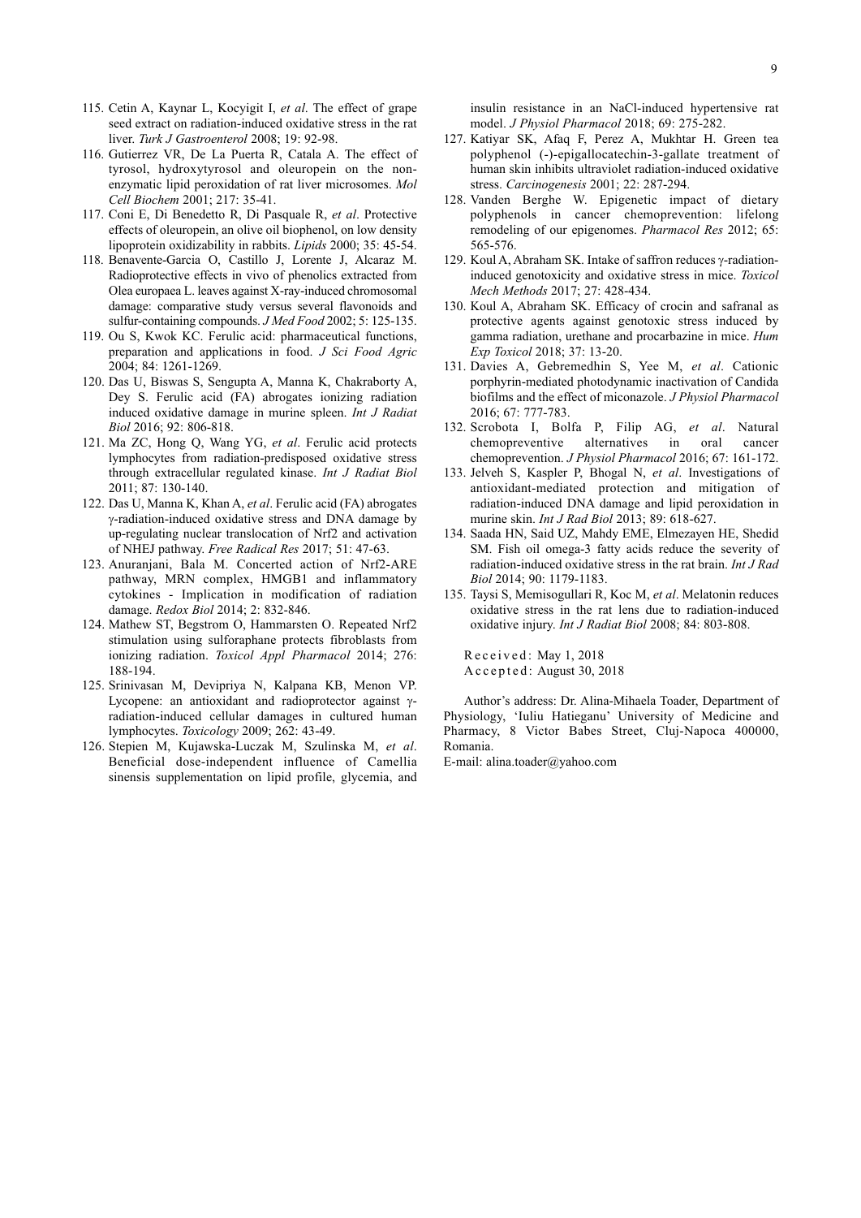115. Cetin A, Kaynar L, Kocyigit I, *et al*. The effect of grape seed extract on radiation-induced oxidative stress in the rat liver. *Turk J Gastroenterol* 2008; 19: 92-98.
116. Gutierrez VR, De La Puerta R, Catala A. The effect of tyrosol, hydroxytyrosol and oleuropein on the non-enzymatic lipid peroxidation of rat liver microsomes. *Mol Cell Biochem* 2001; 217: 35-41.
117. Coni E, Di Benedetto R, Di Pasquale R, *et al*. Protective effects of oleuropein, an olive oil biophenol, on low density lipoprotein oxidizability in rabbits. *Lipids* 2000; 35: 45-54.
118. Benavente-Garcia O, Castillo J, Lorente J, Alcaraz M. Radioprotective effects in vivo of phenolics extracted from Olea europaea L. leaves against X-ray-induced chromosomal damage: comparative study versus several flavonoids and sulfur-containing compounds. *J Med Food* 2002; 5: 125-135.
119. Ou S, Kwok KC. Ferulic acid: pharmaceutical functions, preparation and applications in food. *J Sci Food Agric* 2004; 84: 1261-1269.
120. Das U, Biswas S, Sengupta A, Manna K, Chakraborty A, Dey S. Ferulic acid (FA) abrogates ionizing radiation induced oxidative damage in murine spleen. *Int J Radiat Biol* 2016; 92: 806-818.
121. Ma ZC, Hong Q, Wang YG, *et al*. Ferulic acid protects lymphocytes from radiation-predisposed oxidative stress through extracellular regulated kinase. *Int J Radiat Biol* 2011; 87: 130-140.
122. Das U, Manna K, Khan A, *et al*. Ferulic acid (FA) abrogates γ-radiation-induced oxidative stress and DNA damage by up-regulating nuclear translocation of Nrf2 and activation of NHEJ pathway. *Free Radical Res* 2017; 51: 47-63.
123. Anuranjani, Bala M. Concerted action of Nrf2-ARE pathway, MRN complex, HMGB1 and inflammatory cytokines - Implication in modification of radiation damage. *Redox Biol* 2014; 2: 832-846.
124. Mathew ST, Begstrom O, Hammarsten O. Repeated Nrf2 stimulation using sulforaphane protects fibroblasts from ionizing radiation. *Toxicol Appl Pharmacol* 2014; 276: 188-194.
125. Srinivasan M, Devipriya N, Kalpana KB, Menon VP. Lycopene: an antioxidant and radioprotector against γ-radiation-induced cellular damages in cultured human lymphocytes. *Toxicology* 2009; 262: 43-49.
126. Stepien M, Kujawska-Luczak M, Szulinska M, *et al*. Beneficial dose-independent influence of Camellia sinensis supplementation on lipid profile, glycemia, and insulin resistance in an NaCl-induced hypertensive rat model. *J Physiol Pharmacol* 2018; 69: 275-282.
127. Katiyar SK, Afaq F, Perez A, Mukhtar H. Green tea polyphenol (-)-epigallocatechin-3-gallate treatment of human skin inhibits ultraviolet radiation-induced oxidative stress. *Carcinogenesis* 2001; 22: 287-294.
128. Vanden Berghe W. Epigenetic impact of dietary polyphenols in cancer chemoprevention: lifelong remodeling of our epigenomes. *Pharmacol Res* 2012; 65: 565-576.
129. Koul A, Abraham SK. Intake of saffron reduces γ-radiation-induced genotoxicity and oxidative stress in mice. *Toxicol Mech Methods* 2017; 27: 428-434.
130. Koul A, Abraham SK. Efficacy of crocin and safranal as protective agents against genotoxic stress induced by gamma radiation, urethane and procarbazine in mice. *Hum Exp Toxicol* 2018; 37: 13-20.
131. Davies A, Gebremedhin S, Yee M, *et al*. Cationic porphyrin-mediated photodynamic inactivation of Candida biofilms and the effect of miconazole. *J Physiol Pharmacol* 2016; 67: 777-783.
132. Scrobota I, Bolfa P, Filip AG, *et al*. Natural chemopreventive alternatives in oral cancer chemoprevention. *J Physiol Pharmacol* 2016; 67: 161-172.
133. Jelveh S, Kaspler P, Bhogal N, *et al*. Investigations of antioxidant-mediated protection and mitigation of radiation-induced DNA damage and lipid peroxidation in murine skin. *Int J Rad Biol* 2013; 89: 618-627.
134. Saada HN, Said UZ, Mahdy EME, Elmezayen HE, Shedid SM. Fish oil omega-3 fatty acids reduce the severity of radiation-induced oxidative stress in the rat brain. *Int J Rad Biol* 2014; 90: 1179-1183.
135. Taysi S, Memisogullari R, Koc M, *et al*. Melatonin reduces oxidative stress in the rat lens due to radiation-induced oxidative injury. *Int J Radiat Biol* 2008; 84: 803-808.

Received: May 1, 2018
Accepted: August 30, 2018

Author's address: Dr. Alina-Mihaela Toader, Department of Physiology, 'Iuliu Hatieganu' University of Medicine and Pharmacy, 8 Victor Babes Street, Cluj-Napoca 400000, Romania.
E-mail: alina.toader@yahoo.com